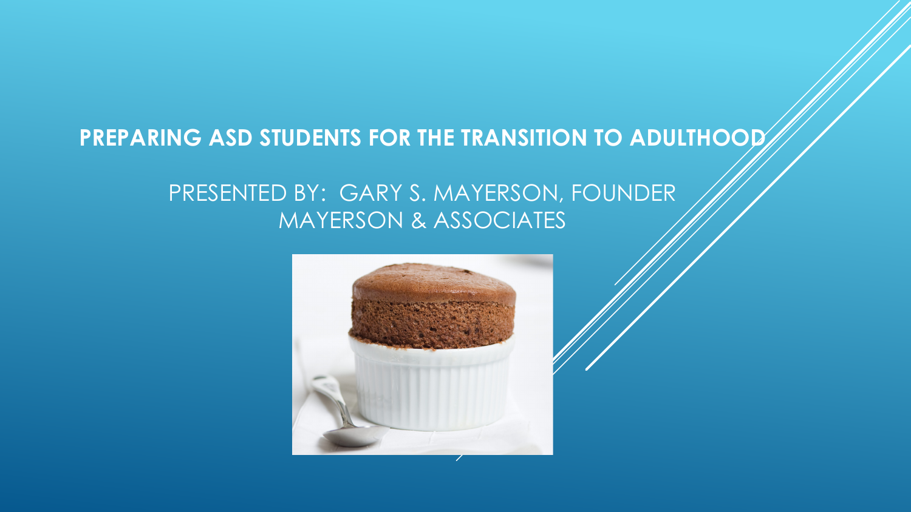# PREPARING ASD STUDENTS FOR THE TRANSITION TO ADULTHOOD

PRESENTED BY: GARY S. MAYERSON, FOUNDER
MAYERSON & ASSOCIATES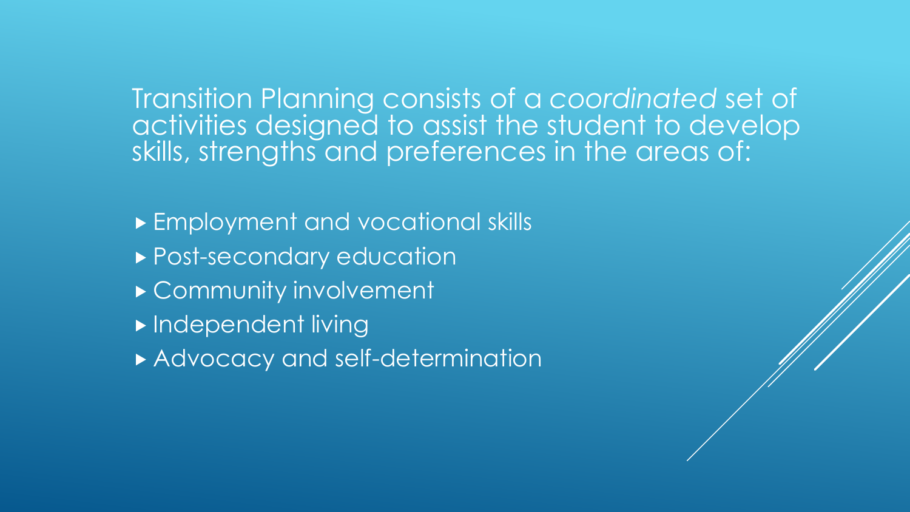Transition Planning consists of a *coordinated* set of activities designed to assist the student to develop skills, strengths and preferences in the areas of:

- Employment and vocational skills
- Post-secondary education
- Community involvement
- Independent living
- Advocacy and self-determination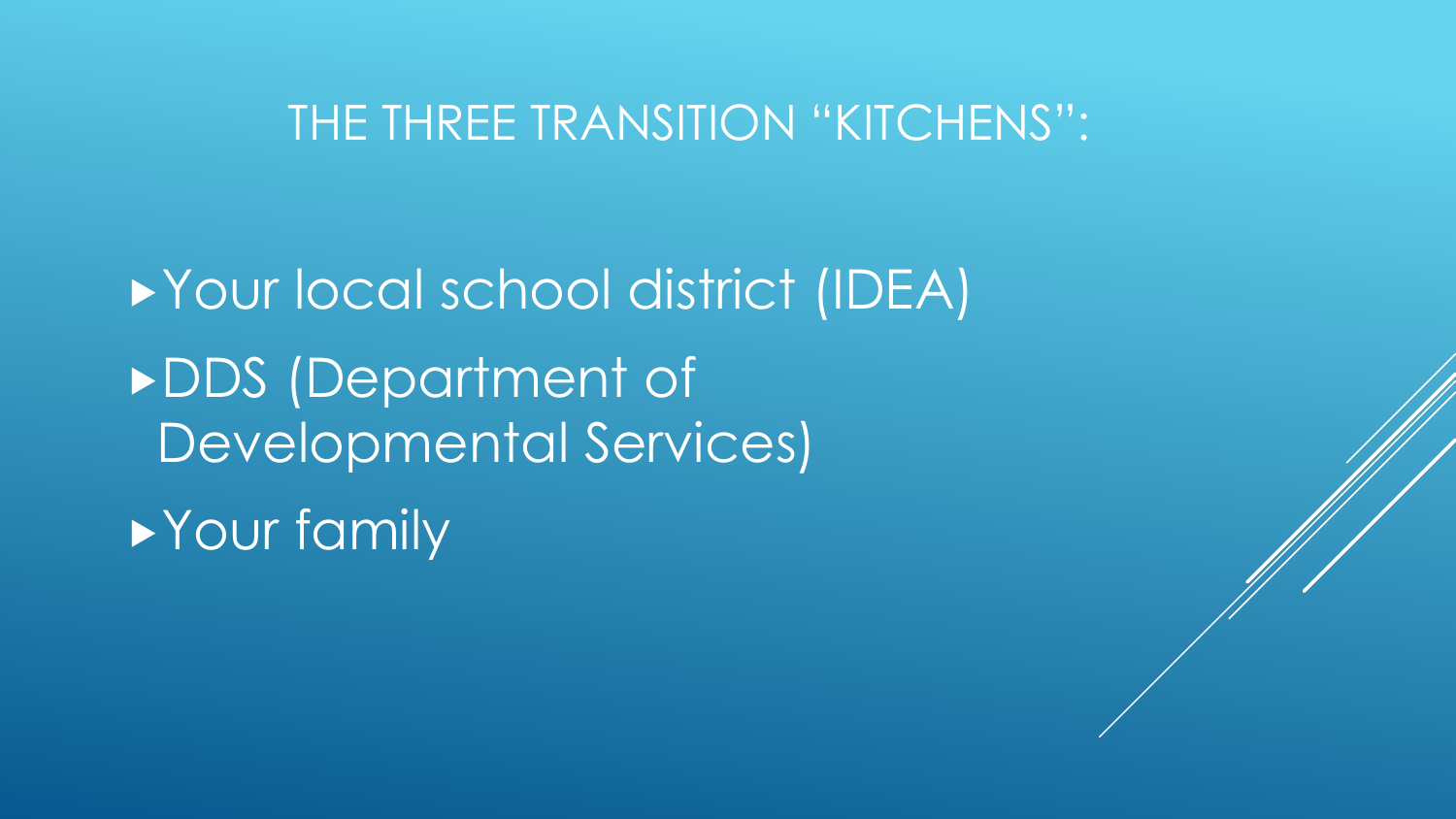# THE THREE TRANSITION "KITCHENS":

- Your local school district (IDEA)
- DDS (Department of Developmental Services)
- Your family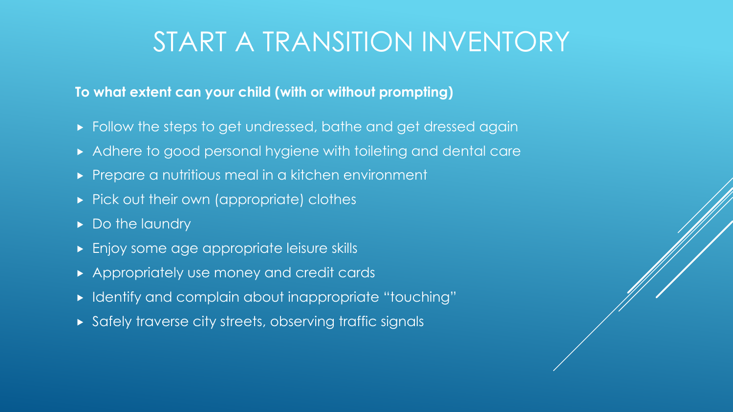# START A TRANSITION INVENTORY

**To what extent can your child (with or without prompting)**

- Follow the steps to get undressed, bathe and get dressed again
- Adhere to good personal hygiene with toileting and dental care
- Prepare a nutritious meal in a kitchen environment
- Pick out their own (appropriate) clothes
- Do the laundry
- Enjoy some age appropriate leisure skills
- Appropriately use money and credit cards
- Identify and complain about inappropriate "touching"
- Safely traverse city streets, observing traffic signals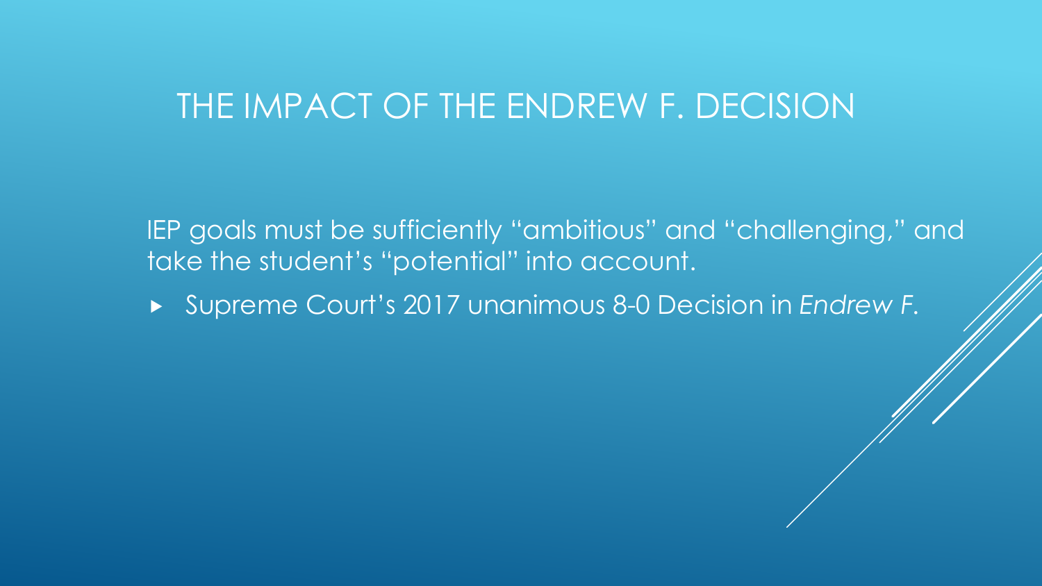# THE IMPACT OF THE ENDREW F. DECISION

IEP goals must be sufficiently “ambitious” and “challenging,” and take the student’s “potential” into account.

- Supreme Court’s 2017 unanimous 8-0 Decision in *Endrew F.*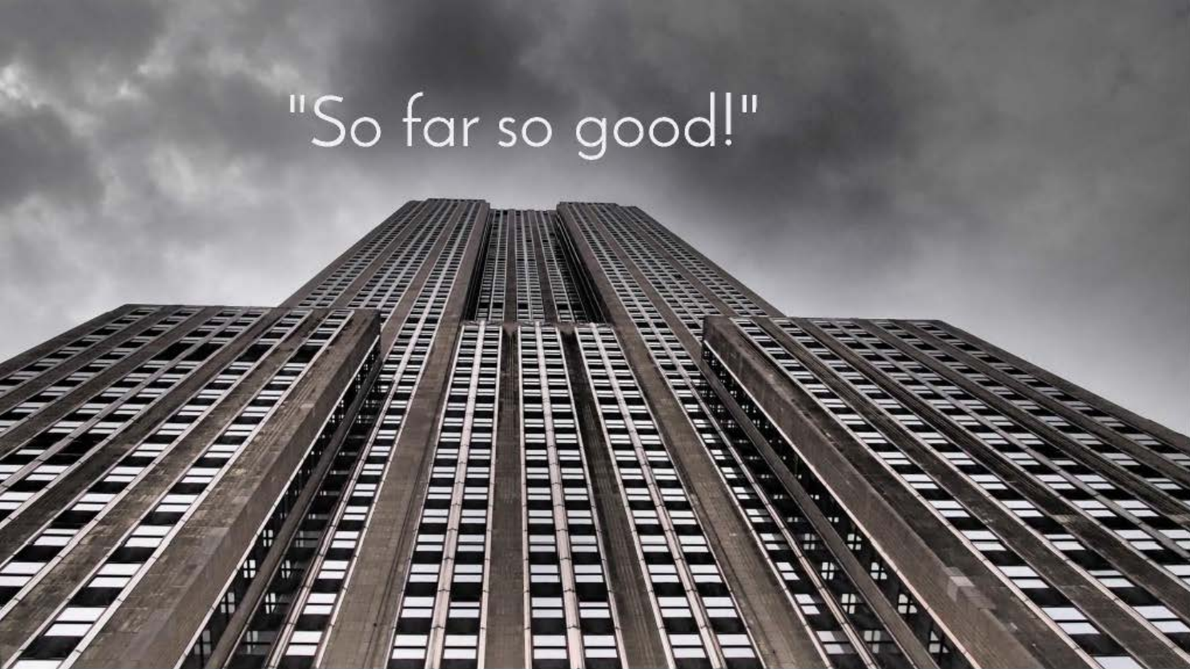"So far so good!"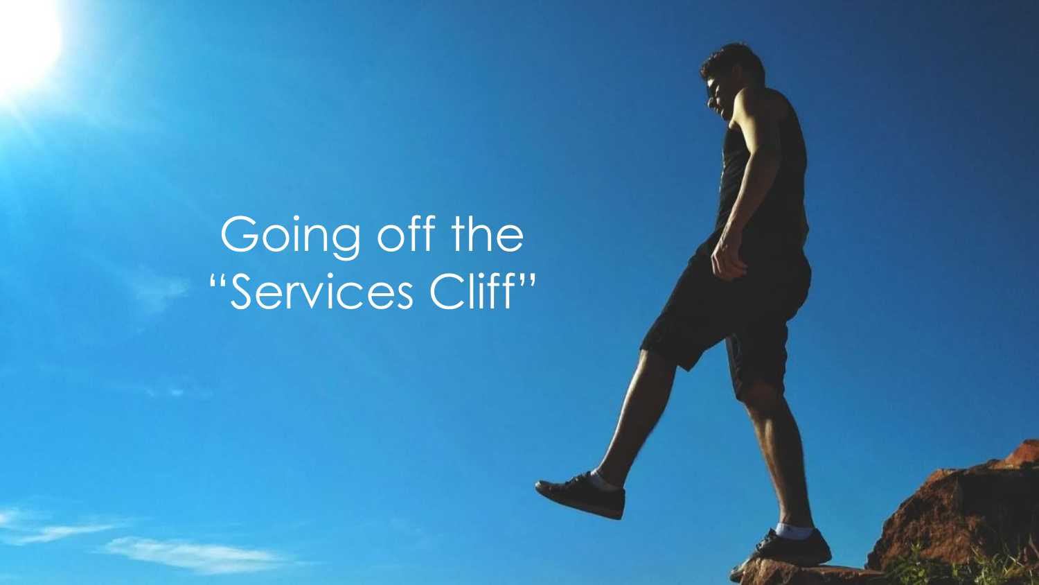# Going off the "Services Cliff"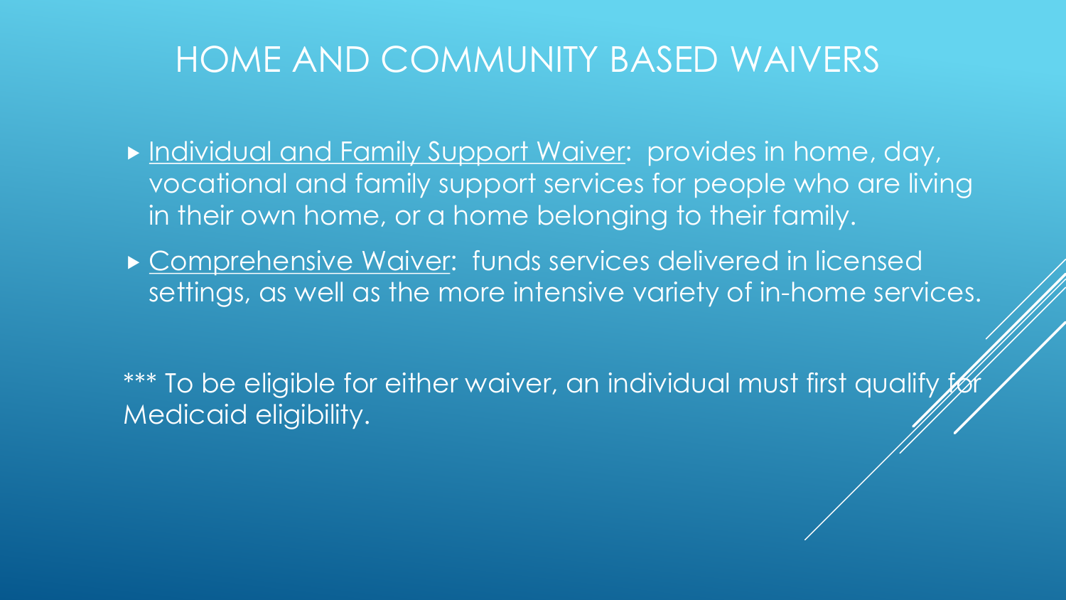# HOME AND COMMUNITY BASED WAIVERS

- Individual and Family Support Waiver: provides in home, day, vocational and family support services for people who are living in their own home, or a home belonging to their family.
- Comprehensive Waiver: funds services delivered in licensed settings, as well as the more intensive variety of in-home services.

*** To be eligible for either waiver, an individual must first qualify for Medicaid eligibility.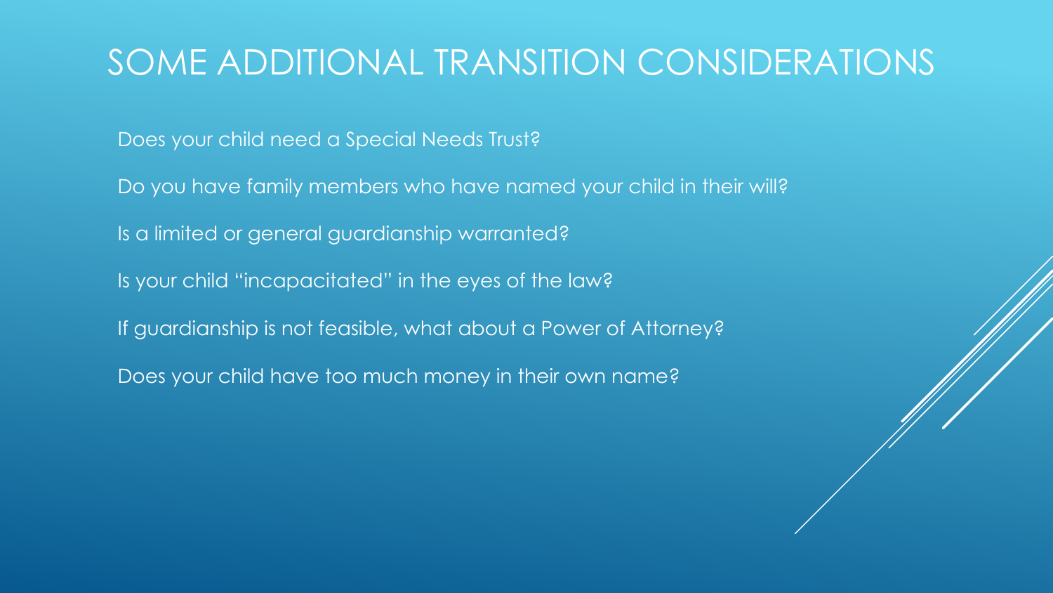# SOME ADDITIONAL TRANSITION CONSIDERATIONS

Does your child need a Special Needs Trust?

Do you have family members who have named your child in their will?

Is a limited or general guardianship warranted?

Is your child "incapacitated" in the eyes of the law?

If guardianship is not feasible, what about a Power of Attorney?

Does your child have too much money in their own name?